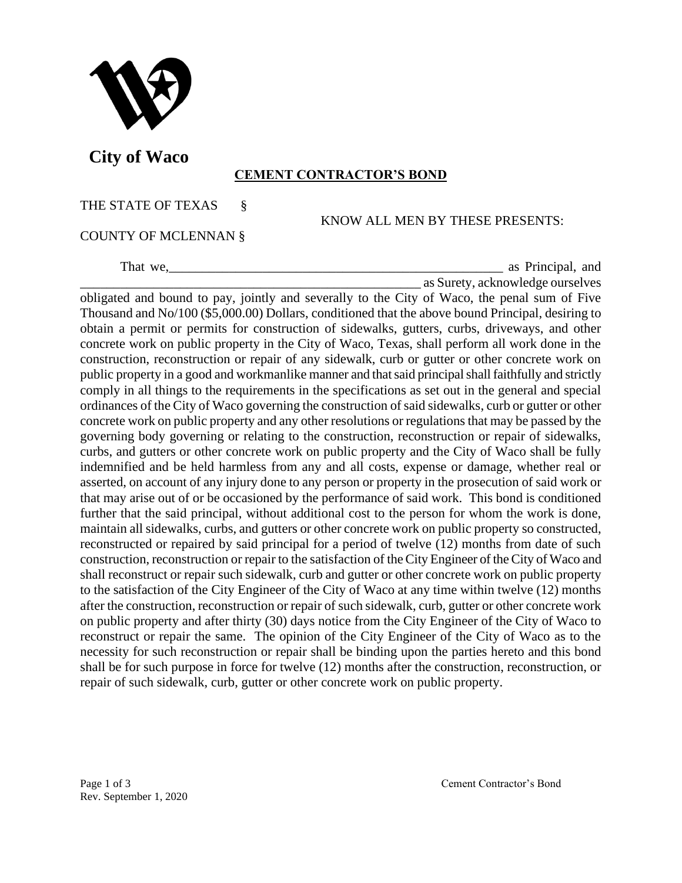**City of Waco**

## CEMENT CONTRACTOR'S BOND

THE STATE OF TEXAS §

KNOW ALL MEN BY THESE PRESENTS:

COUNTY OF MCLENNAN §

That we,____________________________________________________ as Principal, and ____________________________________________________ as Surety, acknowledge ourselves obligated and bound to pay, jointly and severally to the City of Waco, the penal sum of Five Thousand and No/100 ($5,000.00) Dollars, conditioned that the above bound Principal, desiring to obtain a permit or permits for construction of sidewalks, gutters, curbs, driveways, and other concrete work on public property in the City of Waco, Texas, shall perform all work done in the construction, reconstruction or repair of any sidewalk, curb or gutter or other concrete work on public property in a good and workmanlike manner and that said principal shall faithfully and strictly comply in all things to the requirements in the specifications as set out in the general and special ordinances of the City of Waco governing the construction of said sidewalks, curb or gutter or other concrete work on public property and any other resolutions or regulations that may be passed by the governing body governing or relating to the construction, reconstruction or repair of sidewalks, curbs, and gutters or other concrete work on public property and the City of Waco shall be fully indemnified and be held harmless from any and all costs, expense or damage, whether real or asserted, on account of any injury done to any person or property in the prosecution of said work or that may arise out of or be occasioned by the performance of said work. This bond is conditioned further that the said principal, without additional cost to the person for whom the work is done, maintain all sidewalks, curbs, and gutters or other concrete work on public property so constructed, reconstructed or repaired by said principal for a period of twelve (12) months from date of such construction, reconstruction or repair to the satisfaction of the City Engineer of the City of Waco and shall reconstruct or repair such sidewalk, curb and gutter or other concrete work on public property to the satisfaction of the City Engineer of the City of Waco at any time within twelve (12) months after the construction, reconstruction or repair of such sidewalk, curb, gutter or other concrete work on public property and after thirty (30) days notice from the City Engineer of the City of Waco to reconstruct or repair the same. The opinion of the City Engineer of the City of Waco as to the necessity for such reconstruction or repair shall be binding upon the parties hereto and this bond shall be for such purpose in force for twelve (12) months after the construction, reconstruction, or repair of such sidewalk, curb, gutter or other concrete work on public property.

Rev. September 1, 2020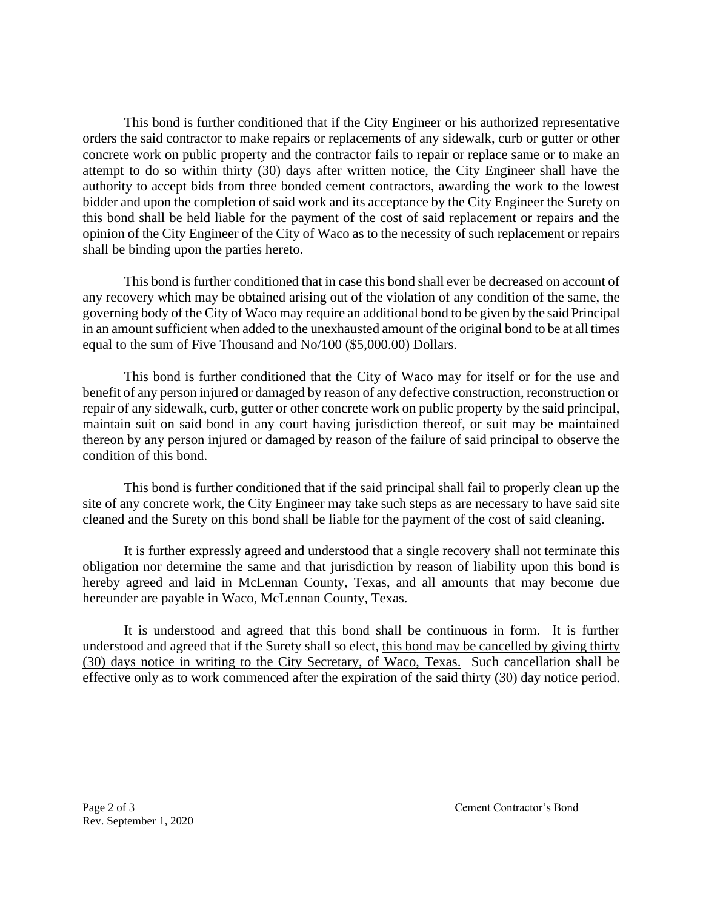This bond is further conditioned that if the City Engineer or his authorized representative orders the said contractor to make repairs or replacements of any sidewalk, curb or gutter or other concrete work on public property and the contractor fails to repair or replace same or to make an attempt to do so within thirty (30) days after written notice, the City Engineer shall have the authority to accept bids from three bonded cement contractors, awarding the work to the lowest bidder and upon the completion of said work and its acceptance by the City Engineer the Surety on this bond shall be held liable for the payment of the cost of said replacement or repairs and the opinion of the City Engineer of the City of Waco as to the necessity of such replacement or repairs shall be binding upon the parties hereto.

This bond is further conditioned that in case this bond shall ever be decreased on account of any recovery which may be obtained arising out of the violation of any condition of the same, the governing body of the City of Waco may require an additional bond to be given by the said Principal in an amount sufficient when added to the unexhausted amount of the original bond to be at all times equal to the sum of Five Thousand and No/100 ($5,000.00) Dollars.

This bond is further conditioned that the City of Waco may for itself or for the use and benefit of any person injured or damaged by reason of any defective construction, reconstruction or repair of any sidewalk, curb, gutter or other concrete work on public property by the said principal, maintain suit on said bond in any court having jurisdiction thereof, or suit may be maintained thereon by any person injured or damaged by reason of the failure of said principal to observe the condition of this bond.

This bond is further conditioned that if the said principal shall fail to properly clean up the site of any concrete work, the City Engineer may take such steps as are necessary to have said site cleaned and the Surety on this bond shall be liable for the payment of the cost of said cleaning.

It is further expressly agreed and understood that a single recovery shall not terminate this obligation nor determine the same and that jurisdiction by reason of liability upon this bond is hereby agreed and laid in McLennan County, Texas, and all amounts that may become due hereunder are payable in Waco, McLennan County, Texas.

It is understood and agreed that this bond shall be continuous in form. It is further understood and agreed that if the Surety shall so elect, <u>this bond may be cancelled by giving thirty (30) days notice in writing to the City Secretary, of Waco, Texas.</u> Such cancellation shall be effective only as to work commenced after the expiration of the said thirty (30) day notice period.

Rev. September 1, 2020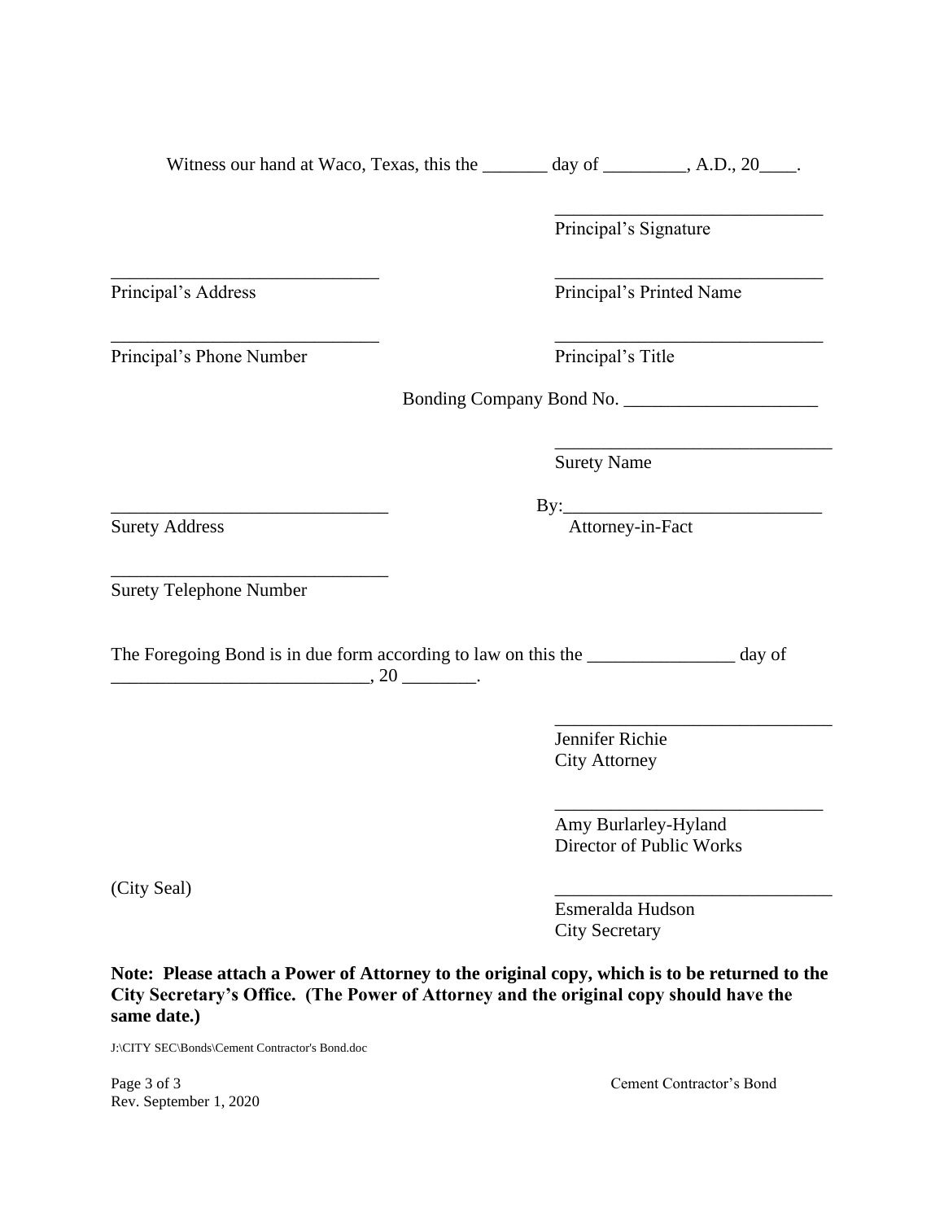Witness our hand at Waco, Texas, this the _______ day of _________, A.D., 20____.

_____________________________
Principal's Signature

_____________________________
Principal's Address

_____________________________
Principal's Printed Name

_____________________________
Principal's Phone Number

_____________________________
Principal's Title

Bonding Company Bond No. _____________________

_______________________________
Surety Name

_______________________________
Surety Address

By:____________________________
Attorney-in-Fact

_______________________________
Surety Telephone Number

The Foregoing Bond is in due form according to law on this the ________________ day of ____________________________, 20 ________.

_______________________________
Jennifer Richie
City Attorney

_____________________________
Amy Burlarley-Hyland
Director of Public Works

(City Seal)

_______________________________
Esmeralda Hudson
City Secretary

**Note: Please attach a Power of Attorney to the original copy, which is to be returned to the City Secretary's Office. (The Power of Attorney and the original copy should have the same date.)**

J:\CITY SEC\Bonds\Cement Contractor's Bond.doc

Rev. September 1, 2020